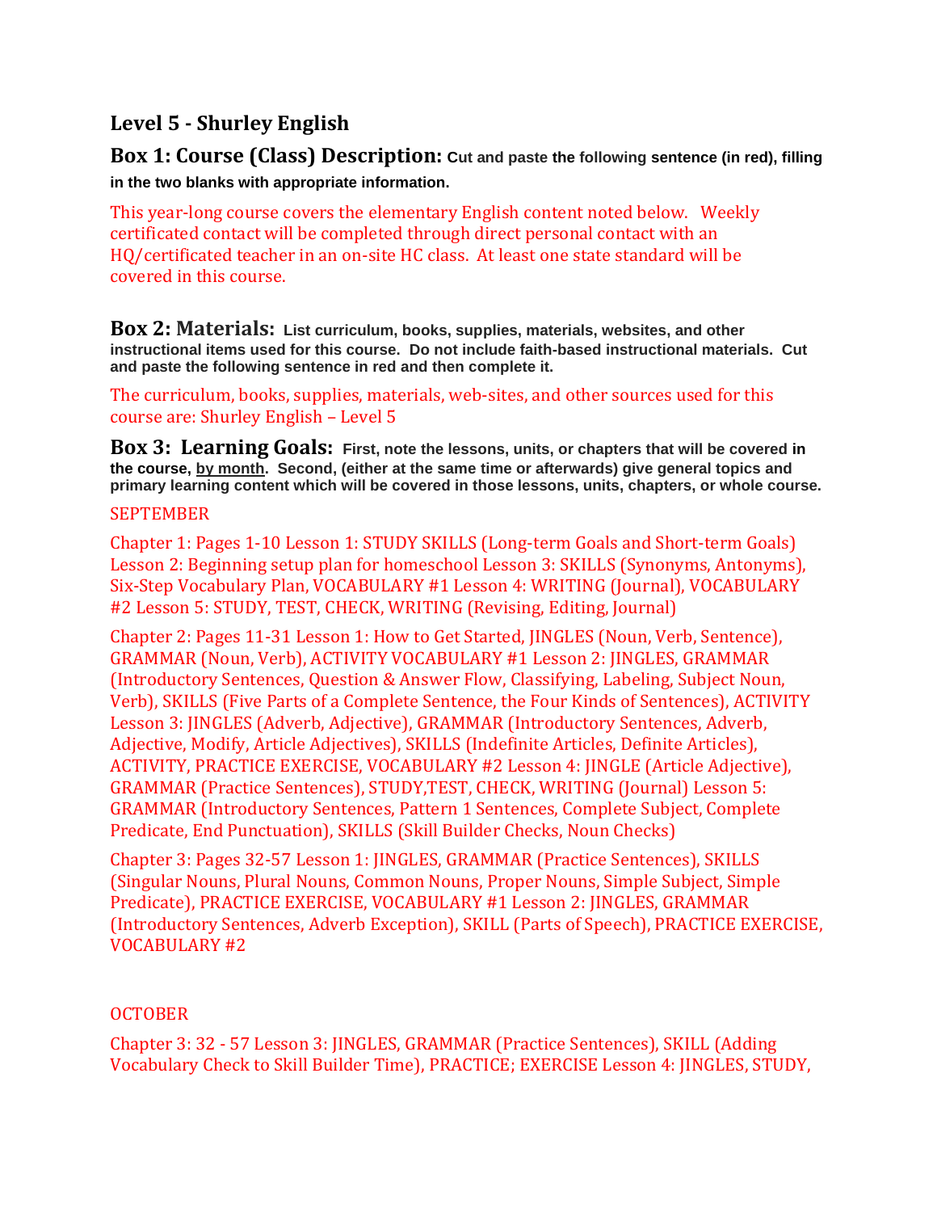## Level 5 - Shurley English

**Box 1: Course (Class) Description:** **Cut and paste the following sentence (in red), filling in the two blanks with appropriate information.**

This year-long course covers the elementary English content noted below. Weekly certificated contact will be completed through direct personal contact with an HQ/certificated teacher in an on-site HC class. At least one state standard will be covered in this course.

**Box 2: Materials:** **List curriculum, books, supplies, materials, websites, and other instructional items used for this course. Do not include faith-based instructional materials. Cut and paste the following sentence in red and then complete it.**

The curriculum, books, supplies, materials, web-sites, and other sources used for this course are: Shurley English – Level 5

**Box 3: Learning Goals:** **First, note the lessons, units, or chapters that will be covered in the course, by month. Second, (either at the same time or afterwards) give general topics and primary learning content which will be covered in those lessons, units, chapters, or whole course.**

SEPTEMBER

Chapter 1: Pages 1-10 Lesson 1: STUDY SKILLS (Long-term Goals and Short-term Goals) Lesson 2: Beginning setup plan for homeschool Lesson 3: SKILLS (Synonyms, Antonyms), Six-Step Vocabulary Plan, VOCABULARY #1 Lesson 4: WRITING (Journal), VOCABULARY #2 Lesson 5: STUDY, TEST, CHECK, WRITING (Revising, Editing, Journal)

Chapter 2: Pages 11-31 Lesson 1: How to Get Started, JINGLES (Noun, Verb, Sentence), GRAMMAR (Noun, Verb), ACTIVITY VOCABULARY #1 Lesson 2: JINGLES, GRAMMAR (Introductory Sentences, Question & Answer Flow, Classifying, Labeling, Subject Noun, Verb), SKILLS (Five Parts of a Complete Sentence, the Four Kinds of Sentences), ACTIVITY Lesson 3: JINGLES (Adverb, Adjective), GRAMMAR (Introductory Sentences, Adverb, Adjective, Modify, Article Adjectives), SKILLS (Indefinite Articles, Definite Articles), ACTIVITY, PRACTICE EXERCISE, VOCABULARY #2 Lesson 4: JINGLE (Article Adjective), GRAMMAR (Practice Sentences), STUDY,TEST, CHECK, WRITING (Journal) Lesson 5: GRAMMAR (Introductory Sentences, Pattern 1 Sentences, Complete Subject, Complete Predicate, End Punctuation), SKILLS (Skill Builder Checks, Noun Checks)

Chapter 3: Pages 32-57 Lesson 1: JINGLES, GRAMMAR (Practice Sentences), SKILLS (Singular Nouns, Plural Nouns, Common Nouns, Proper Nouns, Simple Subject, Simple Predicate), PRACTICE EXERCISE, VOCABULARY #1 Lesson 2: JINGLES, GRAMMAR (Introductory Sentences, Adverb Exception), SKILL (Parts of Speech), PRACTICE EXERCISE, VOCABULARY #2

OCTOBER

Chapter 3: 32 - 57 Lesson 3: JINGLES, GRAMMAR (Practice Sentences), SKILL (Adding Vocabulary Check to Skill Builder Time), PRACTICE; EXERCISE Lesson 4: JINGLES, STUDY,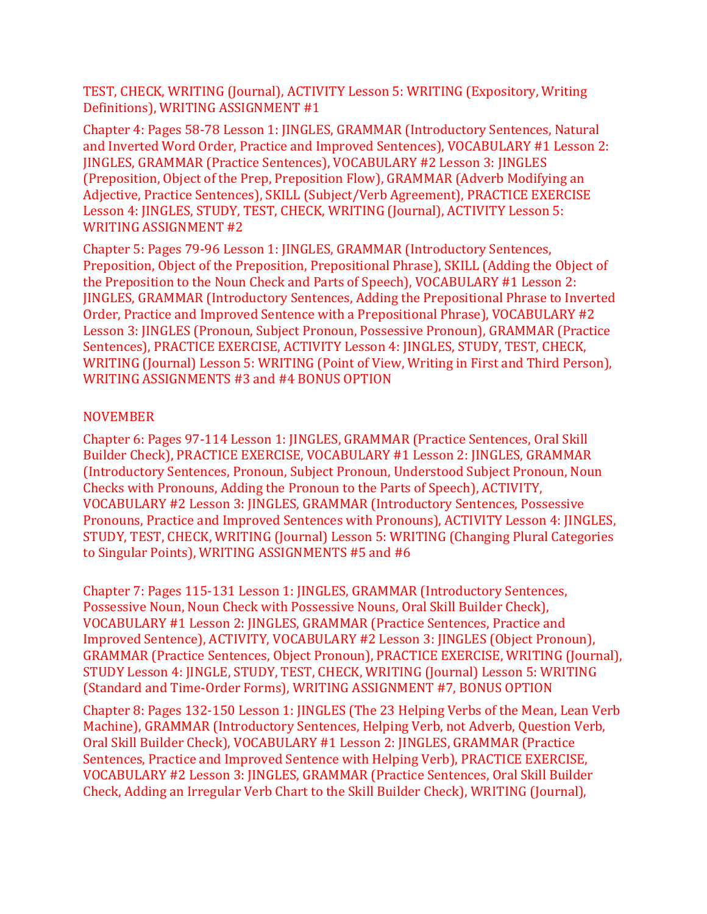TEST, CHECK, WRITING (Journal), ACTIVITY Lesson 5: WRITING (Expository, Writing Definitions), WRITING ASSIGNMENT #1

Chapter 4: Pages 58-78 Lesson 1: JINGLES, GRAMMAR (Introductory Sentences, Natural and Inverted Word Order, Practice and Improved Sentences), VOCABULARY #1 Lesson 2: JINGLES, GRAMMAR (Practice Sentences), VOCABULARY #2 Lesson 3: JINGLES (Preposition, Object of the Prep, Preposition Flow), GRAMMAR (Adverb Modifying an Adjective, Practice Sentences), SKILL (Subject/Verb Agreement), PRACTICE EXERCISE Lesson 4: JINGLES, STUDY, TEST, CHECK, WRITING (Journal), ACTIVITY Lesson 5: WRITING ASSIGNMENT #2

Chapter 5: Pages 79-96 Lesson 1: JINGLES, GRAMMAR (Introductory Sentences, Preposition, Object of the Preposition, Prepositional Phrase), SKILL (Adding the Object of the Preposition to the Noun Check and Parts of Speech), VOCABULARY #1 Lesson 2: JINGLES, GRAMMAR (Introductory Sentences, Adding the Prepositional Phrase to Inverted Order, Practice and Improved Sentence with a Prepositional Phrase), VOCABULARY #2 Lesson 3: JINGLES (Pronoun, Subject Pronoun, Possessive Pronoun), GRAMMAR (Practice Sentences), PRACTICE EXERCISE, ACTIVITY Lesson 4: JINGLES, STUDY, TEST, CHECK, WRITING (Journal) Lesson 5: WRITING (Point of View, Writing in First and Third Person), WRITING ASSIGNMENTS #3 and #4 BONUS OPTION

NOVEMBER

Chapter 6: Pages 97-114 Lesson 1: JINGLES, GRAMMAR (Practice Sentences, Oral Skill Builder Check), PRACTICE EXERCISE, VOCABULARY #1 Lesson 2: JINGLES, GRAMMAR (Introductory Sentences, Pronoun, Subject Pronoun, Understood Subject Pronoun, Noun Checks with Pronouns, Adding the Pronoun to the Parts of Speech), ACTIVITY, VOCABULARY #2 Lesson 3: JINGLES, GRAMMAR (Introductory Sentences, Possessive Pronouns, Practice and Improved Sentences with Pronouns), ACTIVITY Lesson 4: JINGLES, STUDY, TEST, CHECK, WRITING (Journal) Lesson 5: WRITING (Changing Plural Categories to Singular Points), WRITING ASSIGNMENTS #5 and #6

Chapter 7: Pages 115-131 Lesson 1: JINGLES, GRAMMAR (Introductory Sentences, Possessive Noun, Noun Check with Possessive Nouns, Oral Skill Builder Check), VOCABULARY #1 Lesson 2: JINGLES, GRAMMAR (Practice Sentences, Practice and Improved Sentence), ACTIVITY, VOCABULARY #2 Lesson 3: JINGLES (Object Pronoun), GRAMMAR (Practice Sentences, Object Pronoun), PRACTICE EXERCISE, WRITING (Journal), STUDY Lesson 4: JINGLE, STUDY, TEST, CHECK, WRITING (Journal) Lesson 5: WRITING (Standard and Time-Order Forms), WRITING ASSIGNMENT #7, BONUS OPTION

Chapter 8: Pages 132-150 Lesson 1: JINGLES (The 23 Helping Verbs of the Mean, Lean Verb Machine), GRAMMAR (Introductory Sentences, Helping Verb, not Adverb, Question Verb, Oral Skill Builder Check), VOCABULARY #1 Lesson 2: JINGLES, GRAMMAR (Practice Sentences, Practice and Improved Sentence with Helping Verb), PRACTICE EXERCISE, VOCABULARY #2 Lesson 3: JINGLES, GRAMMAR (Practice Sentences, Oral Skill Builder Check, Adding an Irregular Verb Chart to the Skill Builder Check), WRITING (Journal),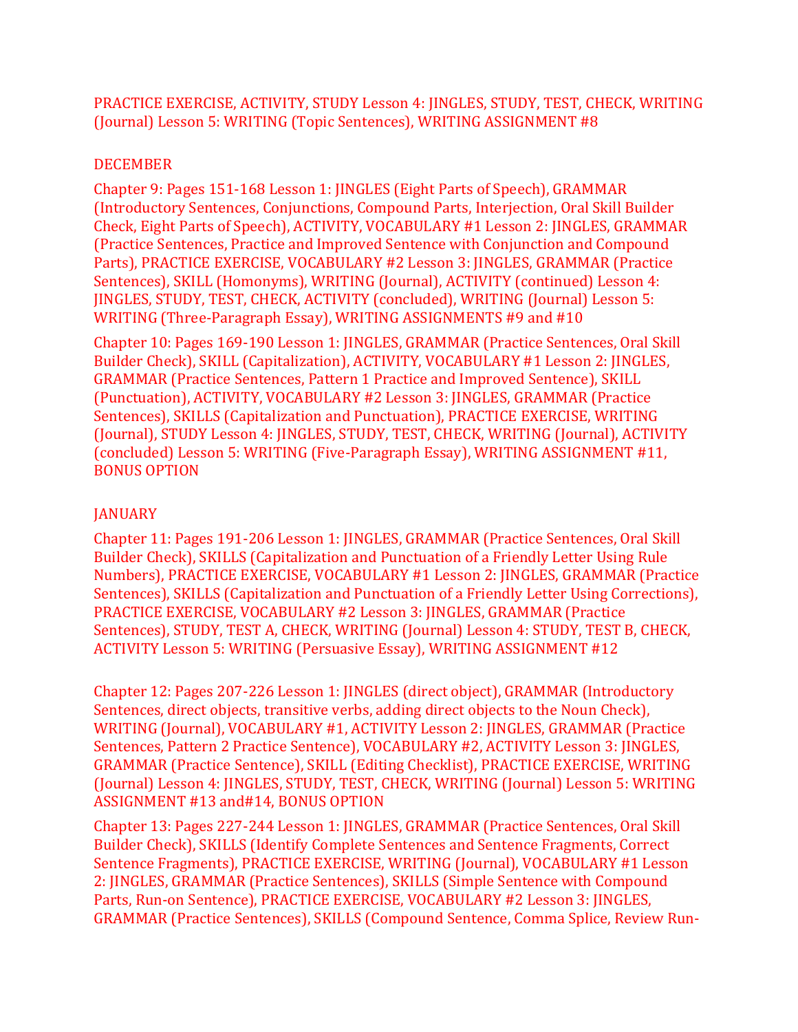PRACTICE EXERCISE, ACTIVITY, STUDY Lesson 4: JINGLES, STUDY, TEST, CHECK, WRITING (Journal) Lesson 5: WRITING (Topic Sentences), WRITING ASSIGNMENT #8

DECEMBER

Chapter 9: Pages 151-168 Lesson 1: JINGLES (Eight Parts of Speech), GRAMMAR (Introductory Sentences, Conjunctions, Compound Parts, Interjection, Oral Skill Builder Check, Eight Parts of Speech), ACTIVITY, VOCABULARY #1 Lesson 2: JINGLES, GRAMMAR (Practice Sentences, Practice and Improved Sentence with Conjunction and Compound Parts), PRACTICE EXERCISE, VOCABULARY #2 Lesson 3: JINGLES, GRAMMAR (Practice Sentences), SKILL (Homonyms), WRITING (Journal), ACTIVITY (continued) Lesson 4: JINGLES, STUDY, TEST, CHECK, ACTIVITY (concluded), WRITING (Journal) Lesson 5: WRITING (Three-Paragraph Essay), WRITING ASSIGNMENTS #9 and #10

Chapter 10: Pages 169-190 Lesson 1: JINGLES, GRAMMAR (Practice Sentences, Oral Skill Builder Check), SKILL (Capitalization), ACTIVITY, VOCABULARY #1 Lesson 2: JINGLES, GRAMMAR (Practice Sentences, Pattern 1 Practice and Improved Sentence), SKILL (Punctuation), ACTIVITY, VOCABULARY #2 Lesson 3: JINGLES, GRAMMAR (Practice Sentences), SKILLS (Capitalization and Punctuation), PRACTICE EXERCISE, WRITING (Journal), STUDY Lesson 4: JINGLES, STUDY, TEST, CHECK, WRITING (Journal), ACTIVITY (concluded) Lesson 5: WRITING (Five-Paragraph Essay), WRITING ASSIGNMENT #11, BONUS OPTION

JANUARY

Chapter 11: Pages 191-206 Lesson 1: JINGLES, GRAMMAR (Practice Sentences, Oral Skill Builder Check), SKILLS (Capitalization and Punctuation of a Friendly Letter Using Rule Numbers), PRACTICE EXERCISE, VOCABULARY #1 Lesson 2: JINGLES, GRAMMAR (Practice Sentences), SKILLS (Capitalization and Punctuation of a Friendly Letter Using Corrections), PRACTICE EXERCISE, VOCABULARY #2 Lesson 3: JINGLES, GRAMMAR (Practice Sentences), STUDY, TEST A, CHECK, WRITING (Journal) Lesson 4: STUDY, TEST B, CHECK, ACTIVITY Lesson 5: WRITING (Persuasive Essay), WRITING ASSIGNMENT #12

Chapter 12: Pages 207-226 Lesson 1: JINGLES (direct object), GRAMMAR (Introductory Sentences, direct objects, transitive verbs, adding direct objects to the Noun Check), WRITING (Journal), VOCABULARY #1, ACTIVITY Lesson 2: JINGLES, GRAMMAR (Practice Sentences, Pattern 2 Practice Sentence), VOCABULARY #2, ACTIVITY Lesson 3: JINGLES, GRAMMAR (Practice Sentence), SKILL (Editing Checklist), PRACTICE EXERCISE, WRITING (Journal) Lesson 4: JINGLES, STUDY, TEST, CHECK, WRITING (Journal) Lesson 5: WRITING ASSIGNMENT #13 and#14, BONUS OPTION

Chapter 13: Pages 227-244 Lesson 1: JINGLES, GRAMMAR (Practice Sentences, Oral Skill Builder Check), SKILLS (Identify Complete Sentences and Sentence Fragments, Correct Sentence Fragments), PRACTICE EXERCISE, WRITING (Journal), VOCABULARY #1 Lesson 2: JINGLES, GRAMMAR (Practice Sentences), SKILLS (Simple Sentence with Compound Parts, Run-on Sentence), PRACTICE EXERCISE, VOCABULARY #2 Lesson 3: JINGLES, GRAMMAR (Practice Sentences), SKILLS (Compound Sentence, Comma Splice, Review Run-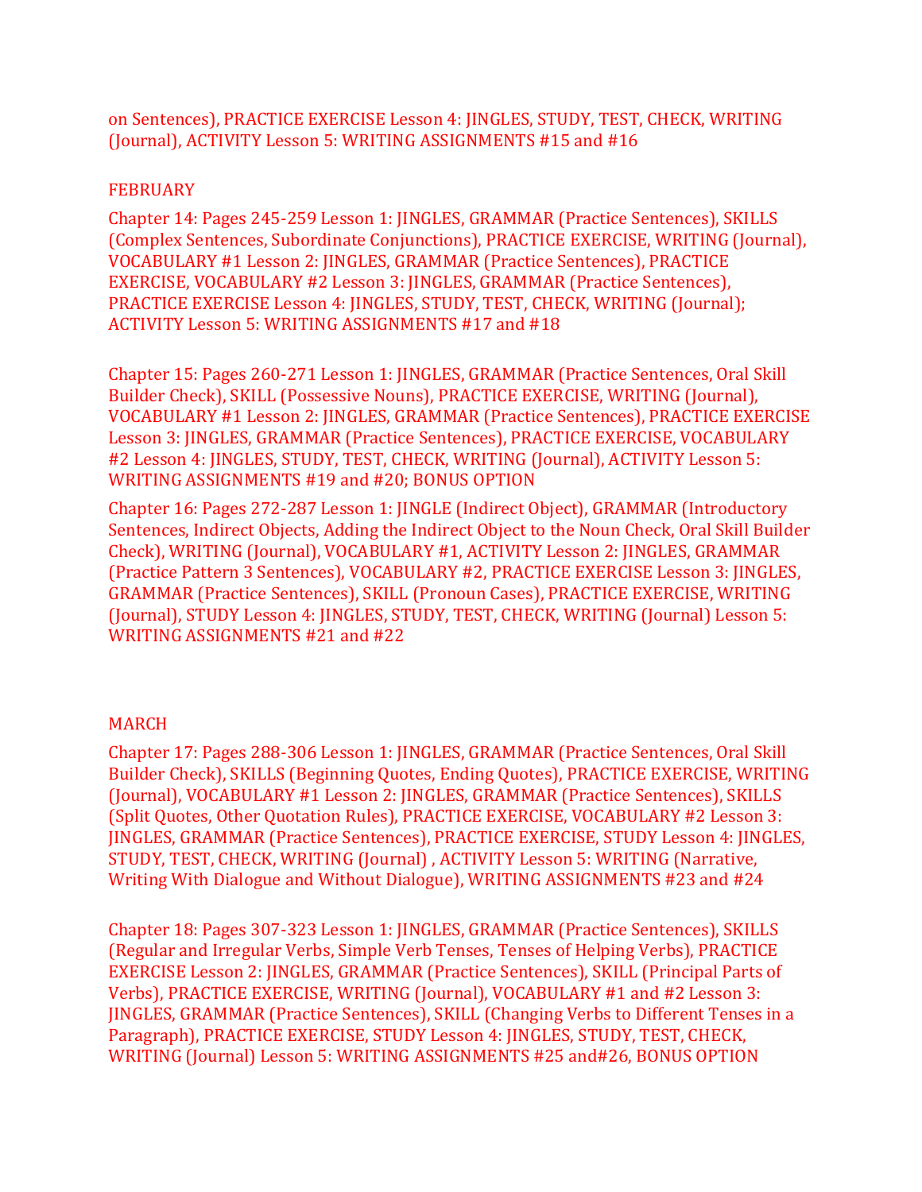on Sentences), PRACTICE EXERCISE Lesson 4: JINGLES, STUDY, TEST, CHECK, WRITING (Journal), ACTIVITY Lesson 5: WRITING ASSIGNMENTS #15 and #16

FEBRUARY

Chapter 14: Pages 245-259 Lesson 1: JINGLES, GRAMMAR (Practice Sentences), SKILLS (Complex Sentences, Subordinate Conjunctions), PRACTICE EXERCISE, WRITING (Journal), VOCABULARY #1 Lesson 2: JINGLES, GRAMMAR (Practice Sentences), PRACTICE EXERCISE, VOCABULARY #2 Lesson 3: JINGLES, GRAMMAR (Practice Sentences), PRACTICE EXERCISE Lesson 4: JINGLES, STUDY, TEST, CHECK, WRITING (Journal); ACTIVITY Lesson 5: WRITING ASSIGNMENTS #17 and #18

Chapter 15: Pages 260-271 Lesson 1: JINGLES, GRAMMAR (Practice Sentences, Oral Skill Builder Check), SKILL (Possessive Nouns), PRACTICE EXERCISE, WRITING (Journal), VOCABULARY #1 Lesson 2: JINGLES, GRAMMAR (Practice Sentences), PRACTICE EXERCISE Lesson 3: JINGLES, GRAMMAR (Practice Sentences), PRACTICE EXERCISE, VOCABULARY #2 Lesson 4: JINGLES, STUDY, TEST, CHECK, WRITING (Journal), ACTIVITY Lesson 5: WRITING ASSIGNMENTS #19 and #20; BONUS OPTION

Chapter 16: Pages 272-287 Lesson 1: JINGLE (Indirect Object), GRAMMAR (Introductory Sentences, Indirect Objects, Adding the Indirect Object to the Noun Check, Oral Skill Builder Check), WRITING (Journal), VOCABULARY #1, ACTIVITY Lesson 2: JINGLES, GRAMMAR (Practice Pattern 3 Sentences), VOCABULARY #2, PRACTICE EXERCISE Lesson 3: JINGLES, GRAMMAR (Practice Sentences), SKILL (Pronoun Cases), PRACTICE EXERCISE, WRITING (Journal), STUDY Lesson 4: JINGLES, STUDY, TEST, CHECK, WRITING (Journal) Lesson 5: WRITING ASSIGNMENTS #21 and #22

MARCH

Chapter 17: Pages 288-306 Lesson 1: JINGLES, GRAMMAR (Practice Sentences, Oral Skill Builder Check), SKILLS (Beginning Quotes, Ending Quotes), PRACTICE EXERCISE, WRITING (Journal), VOCABULARY #1 Lesson 2: JINGLES, GRAMMAR (Practice Sentences), SKILLS (Split Quotes, Other Quotation Rules), PRACTICE EXERCISE, VOCABULARY #2 Lesson 3: JINGLES, GRAMMAR (Practice Sentences), PRACTICE EXERCISE, STUDY Lesson 4: JINGLES, STUDY, TEST, CHECK, WRITING (Journal) , ACTIVITY Lesson 5: WRITING (Narrative, Writing With Dialogue and Without Dialogue), WRITING ASSIGNMENTS #23 and #24

Chapter 18: Pages 307-323 Lesson 1: JINGLES, GRAMMAR (Practice Sentences), SKILLS (Regular and Irregular Verbs, Simple Verb Tenses, Tenses of Helping Verbs), PRACTICE EXERCISE Lesson 2: JINGLES, GRAMMAR (Practice Sentences), SKILL (Principal Parts of Verbs), PRACTICE EXERCISE, WRITING (Journal), VOCABULARY #1 and #2 Lesson 3: JINGLES, GRAMMAR (Practice Sentences), SKILL (Changing Verbs to Different Tenses in a Paragraph), PRACTICE EXERCISE, STUDY Lesson 4: JINGLES, STUDY, TEST, CHECK, WRITING (Journal) Lesson 5: WRITING ASSIGNMENTS #25 and#26, BONUS OPTION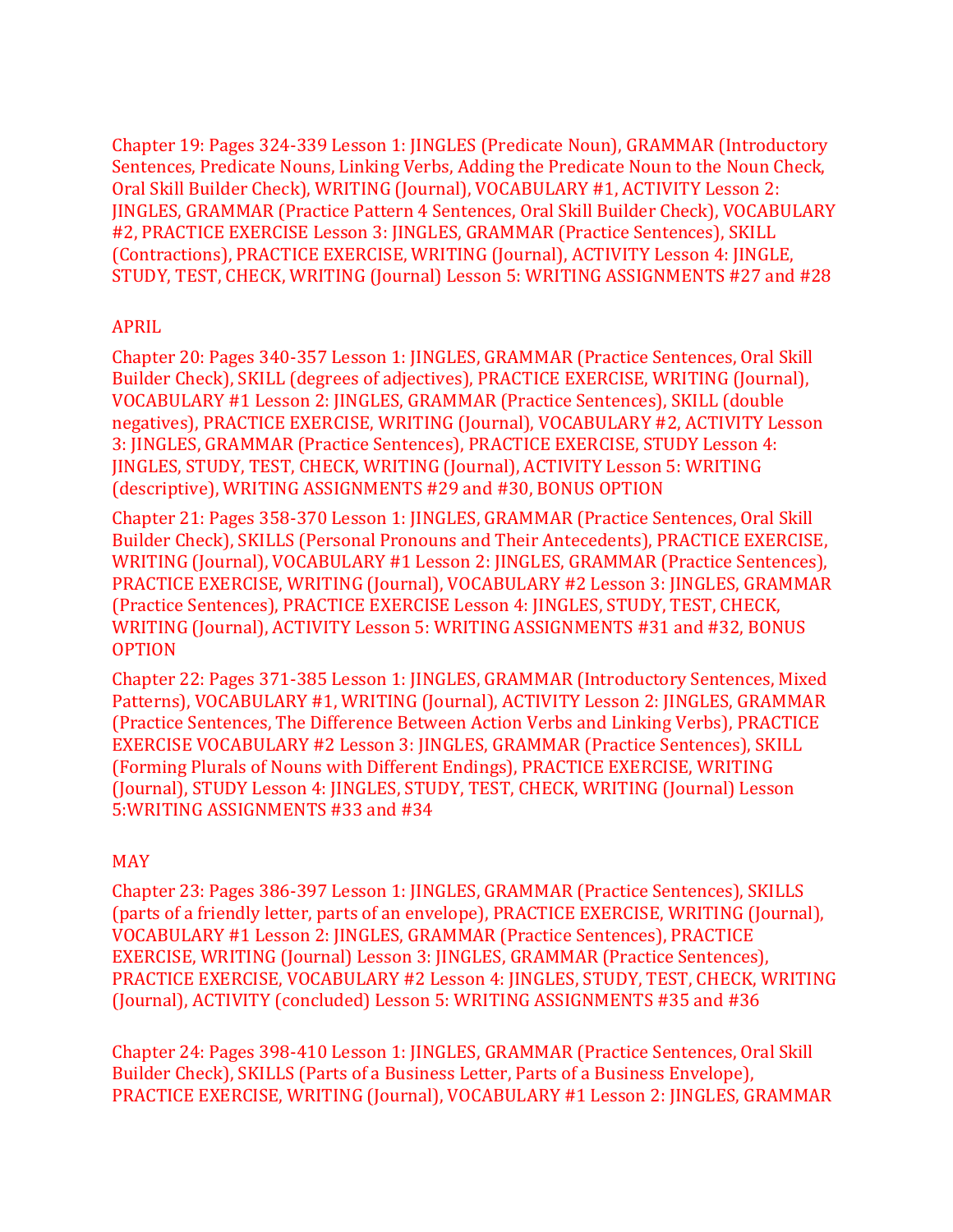Chapter 19: Pages 324-339 Lesson 1: JINGLES (Predicate Noun), GRAMMAR (Introductory Sentences, Predicate Nouns, Linking Verbs, Adding the Predicate Noun to the Noun Check, Oral Skill Builder Check), WRITING (Journal), VOCABULARY #1, ACTIVITY Lesson 2: JINGLES, GRAMMAR (Practice Pattern 4 Sentences, Oral Skill Builder Check), VOCABULARY #2, PRACTICE EXERCISE Lesson 3: JINGLES, GRAMMAR (Practice Sentences), SKILL (Contractions), PRACTICE EXERCISE, WRITING (Journal), ACTIVITY Lesson 4: JINGLE, STUDY, TEST, CHECK, WRITING (Journal) Lesson 5: WRITING ASSIGNMENTS #27 and #28

APRIL

Chapter 20: Pages 340-357 Lesson 1: JINGLES, GRAMMAR (Practice Sentences, Oral Skill Builder Check), SKILL (degrees of adjectives), PRACTICE EXERCISE, WRITING (Journal), VOCABULARY #1 Lesson 2: JINGLES, GRAMMAR (Practice Sentences), SKILL (double negatives), PRACTICE EXERCISE, WRITING (Journal), VOCABULARY #2, ACTIVITY Lesson 3: JINGLES, GRAMMAR (Practice Sentences), PRACTICE EXERCISE, STUDY Lesson 4: JINGLES, STUDY, TEST, CHECK, WRITING (Journal), ACTIVITY Lesson 5: WRITING (descriptive), WRITING ASSIGNMENTS #29 and #30, BONUS OPTION

Chapter 21: Pages 358-370 Lesson 1: JINGLES, GRAMMAR (Practice Sentences, Oral Skill Builder Check), SKILLS (Personal Pronouns and Their Antecedents), PRACTICE EXERCISE, WRITING (Journal), VOCABULARY #1 Lesson 2: JINGLES, GRAMMAR (Practice Sentences), PRACTICE EXERCISE, WRITING (Journal), VOCABULARY #2 Lesson 3: JINGLES, GRAMMAR (Practice Sentences), PRACTICE EXERCISE Lesson 4: JINGLES, STUDY, TEST, CHECK, WRITING (Journal), ACTIVITY Lesson 5: WRITING ASSIGNMENTS #31 and #32, BONUS OPTION

Chapter 22: Pages 371-385 Lesson 1: JINGLES, GRAMMAR (Introductory Sentences, Mixed Patterns), VOCABULARY #1, WRITING (Journal), ACTIVITY Lesson 2: JINGLES, GRAMMAR (Practice Sentences, The Difference Between Action Verbs and Linking Verbs), PRACTICE EXERCISE VOCABULARY #2 Lesson 3: JINGLES, GRAMMAR (Practice Sentences), SKILL (Forming Plurals of Nouns with Different Endings), PRACTICE EXERCISE, WRITING (Journal), STUDY Lesson 4: JINGLES, STUDY, TEST, CHECK, WRITING (Journal) Lesson 5:WRITING ASSIGNMENTS #33 and #34

MAY

Chapter 23: Pages 386-397 Lesson 1: JINGLES, GRAMMAR (Practice Sentences), SKILLS (parts of a friendly letter, parts of an envelope), PRACTICE EXERCISE, WRITING (Journal), VOCABULARY #1 Lesson 2: JINGLES, GRAMMAR (Practice Sentences), PRACTICE EXERCISE, WRITING (Journal) Lesson 3: JINGLES, GRAMMAR (Practice Sentences), PRACTICE EXERCISE, VOCABULARY #2 Lesson 4: JINGLES, STUDY, TEST, CHECK, WRITING (Journal), ACTIVITY (concluded) Lesson 5: WRITING ASSIGNMENTS #35 and #36

Chapter 24: Pages 398-410 Lesson 1: JINGLES, GRAMMAR (Practice Sentences, Oral Skill Builder Check), SKILLS (Parts of a Business Letter, Parts of a Business Envelope), PRACTICE EXERCISE, WRITING (Journal), VOCABULARY #1 Lesson 2: JINGLES, GRAMMAR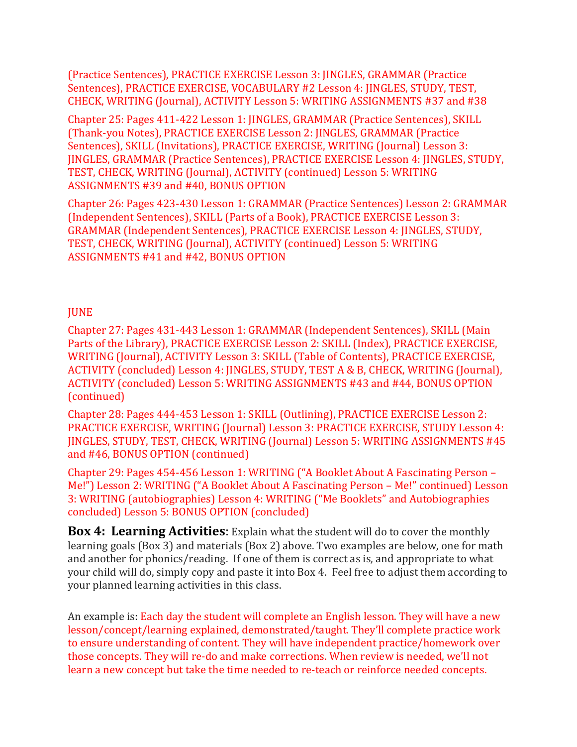(Practice Sentences), PRACTICE EXERCISE Lesson 3: JINGLES, GRAMMAR (Practice Sentences), PRACTICE EXERCISE, VOCABULARY #2 Lesson 4: JINGLES, STUDY, TEST, CHECK, WRITING (Journal), ACTIVITY Lesson 5: WRITING ASSIGNMENTS #37 and #38

Chapter 25: Pages 411-422 Lesson 1: JINGLES, GRAMMAR (Practice Sentences), SKILL (Thank-you Notes), PRACTICE EXERCISE Lesson 2: JINGLES, GRAMMAR (Practice Sentences), SKILL (Invitations), PRACTICE EXERCISE, WRITING (Journal) Lesson 3: JINGLES, GRAMMAR (Practice Sentences), PRACTICE EXERCISE Lesson 4: JINGLES, STUDY, TEST, CHECK, WRITING (Journal), ACTIVITY (continued) Lesson 5: WRITING ASSIGNMENTS #39 and #40, BONUS OPTION

Chapter 26: Pages 423-430 Lesson 1: GRAMMAR (Practice Sentences) Lesson 2: GRAMMAR (Independent Sentences), SKILL (Parts of a Book), PRACTICE EXERCISE Lesson 3: GRAMMAR (Independent Sentences), PRACTICE EXERCISE Lesson 4: JINGLES, STUDY, TEST, CHECK, WRITING (Journal), ACTIVITY (continued) Lesson 5: WRITING ASSIGNMENTS #41 and #42, BONUS OPTION

JUNE

Chapter 27: Pages 431-443 Lesson 1: GRAMMAR (Independent Sentences), SKILL (Main Parts of the Library), PRACTICE EXERCISE Lesson 2: SKILL (Index), PRACTICE EXERCISE, WRITING (Journal), ACTIVITY Lesson 3: SKILL (Table of Contents), PRACTICE EXERCISE, ACTIVITY (concluded) Lesson 4: JINGLES, STUDY, TEST A & B, CHECK, WRITING (Journal), ACTIVITY (concluded) Lesson 5: WRITING ASSIGNMENTS #43 and #44, BONUS OPTION (continued)

Chapter 28: Pages 444-453 Lesson 1: SKILL (Outlining), PRACTICE EXERCISE Lesson 2: PRACTICE EXERCISE, WRITING (Journal) Lesson 3: PRACTICE EXERCISE, STUDY Lesson 4: JINGLES, STUDY, TEST, CHECK, WRITING (Journal) Lesson 5: WRITING ASSIGNMENTS #45 and #46, BONUS OPTION (continued)

Chapter 29: Pages 454-456 Lesson 1: WRITING ("A Booklet About A Fascinating Person – Me!") Lesson 2: WRITING ("A Booklet About A Fascinating Person – Me!" continued) Lesson 3: WRITING (autobiographies) Lesson 4: WRITING ("Me Booklets" and Autobiographies concluded) Lesson 5: BONUS OPTION (concluded)

**Box 4: Learning Activities**: Explain what the student will do to cover the monthly learning goals (Box 3) and materials (Box 2) above. Two examples are below, one for math and another for phonics/reading. If one of them is correct as is, and appropriate to what your child will do, simply copy and paste it into Box 4. Feel free to adjust them according to your planned learning activities in this class.

An example is: Each day the student will complete an English lesson. They will have a new lesson/concept/learning explained, demonstrated/taught. They'll complete practice work to ensure understanding of content. They will have independent practice/homework over those concepts. They will re-do and make corrections. When review is needed, we'll not learn a new concept but take the time needed to re-teach or reinforce needed concepts.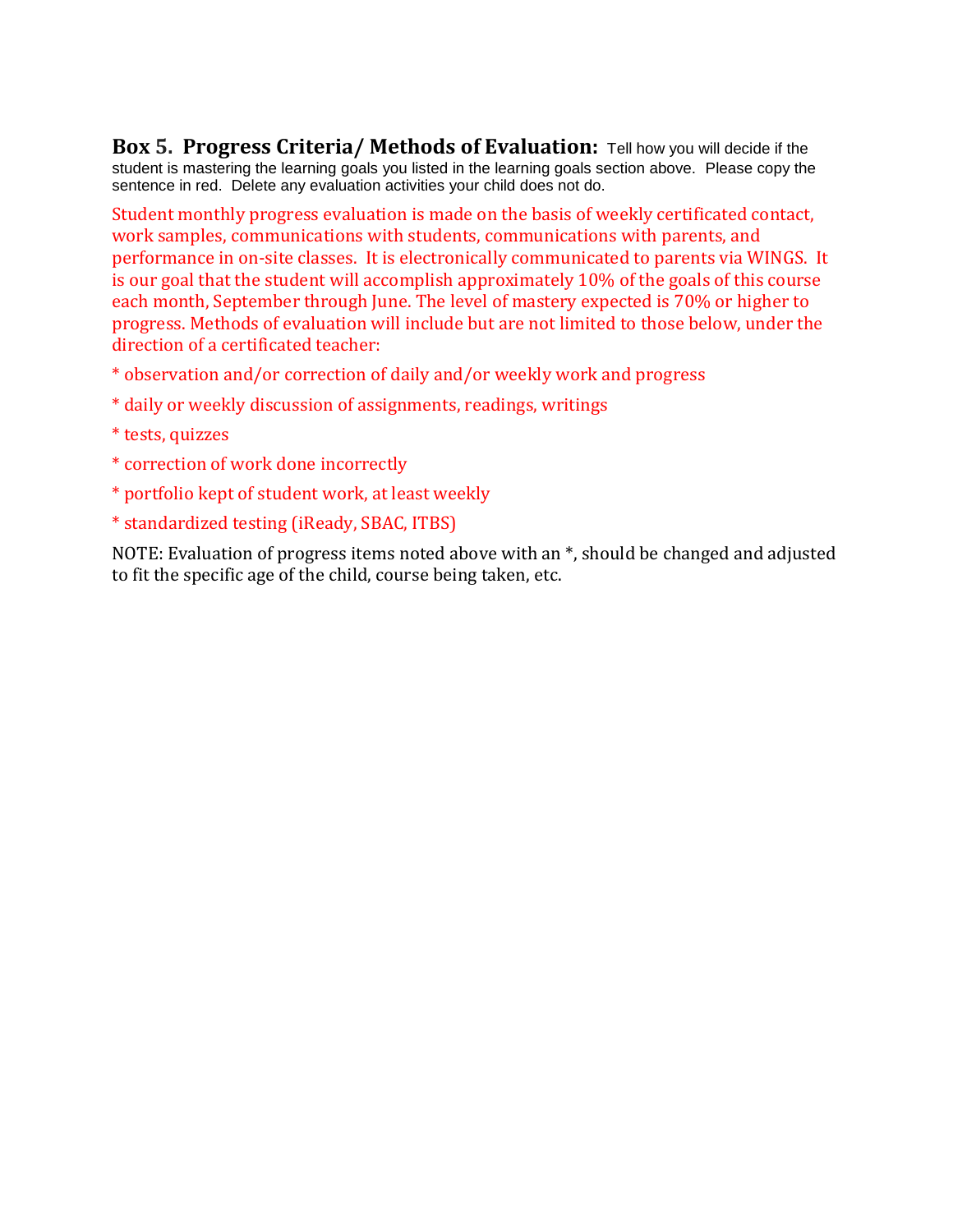**Box 5. Progress Criteria/ Methods of Evaluation:** Tell how you will decide if the student is mastering the learning goals you listed in the learning goals section above. Please copy the sentence in red. Delete any evaluation activities your child does not do.

Student monthly progress evaluation is made on the basis of weekly certificated contact, work samples, communications with students, communications with parents, and performance in on-site classes. It is electronically communicated to parents via WINGS. It is our goal that the student will accomplish approximately 10% of the goals of this course each month, September through June. The level of mastery expected is 70% or higher to progress. Methods of evaluation will include but are not limited to those below, under the direction of a certificated teacher:

* observation and/or correction of daily and/or weekly work and progress

* daily or weekly discussion of assignments, readings, writings

* tests, quizzes

* correction of work done incorrectly

* portfolio kept of student work, at least weekly

* standardized testing (iReady, SBAC, ITBS)

NOTE: Evaluation of progress items noted above with an *, should be changed and adjusted to fit the specific age of the child, course being taken, etc.